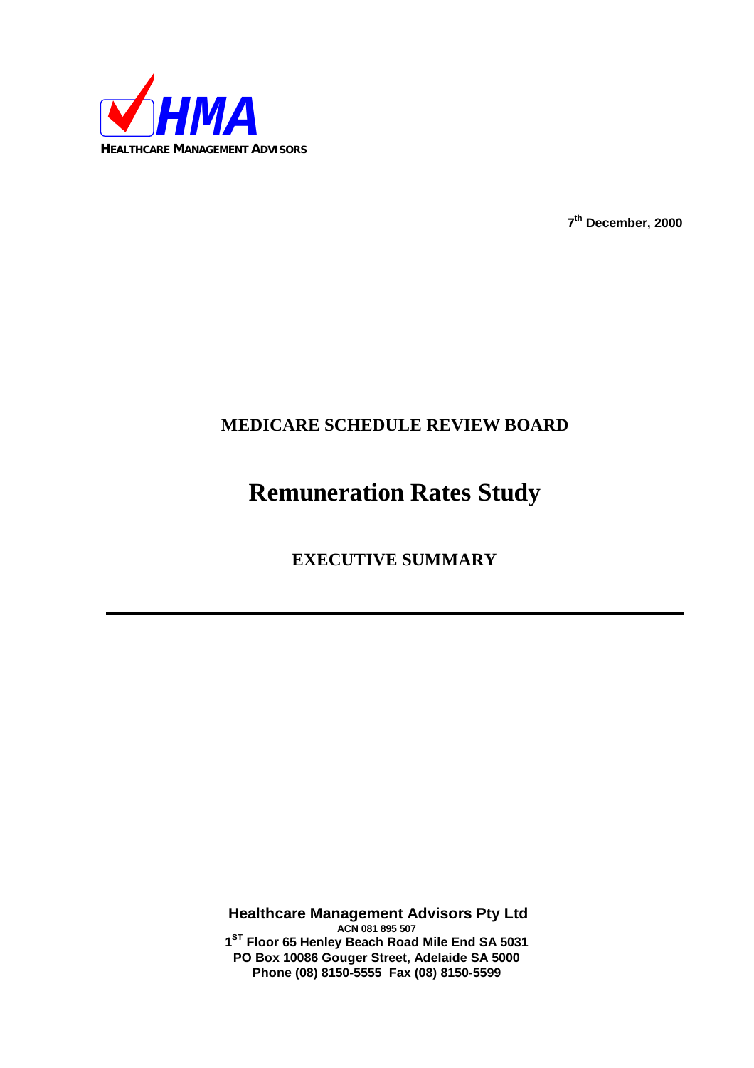HMA

HEALTHCARE MANAGEMENT ADVISORS

**7th December, 2000**

## MEDICARE SCHEDULE REVIEW BOARD

# Remuneration Rates Study

## EXECUTIVE SUMMARY

---

**Healthcare Management Advisors Pty Ltd**
**ACN 081 895 507**
**1ST Floor 65 Henley Beach Road Mile End SA 5031**
**PO Box 10086 Gouger Street, Adelaide SA 5000**
**Phone (08) 8150-5555 Fax (08) 8150-5599**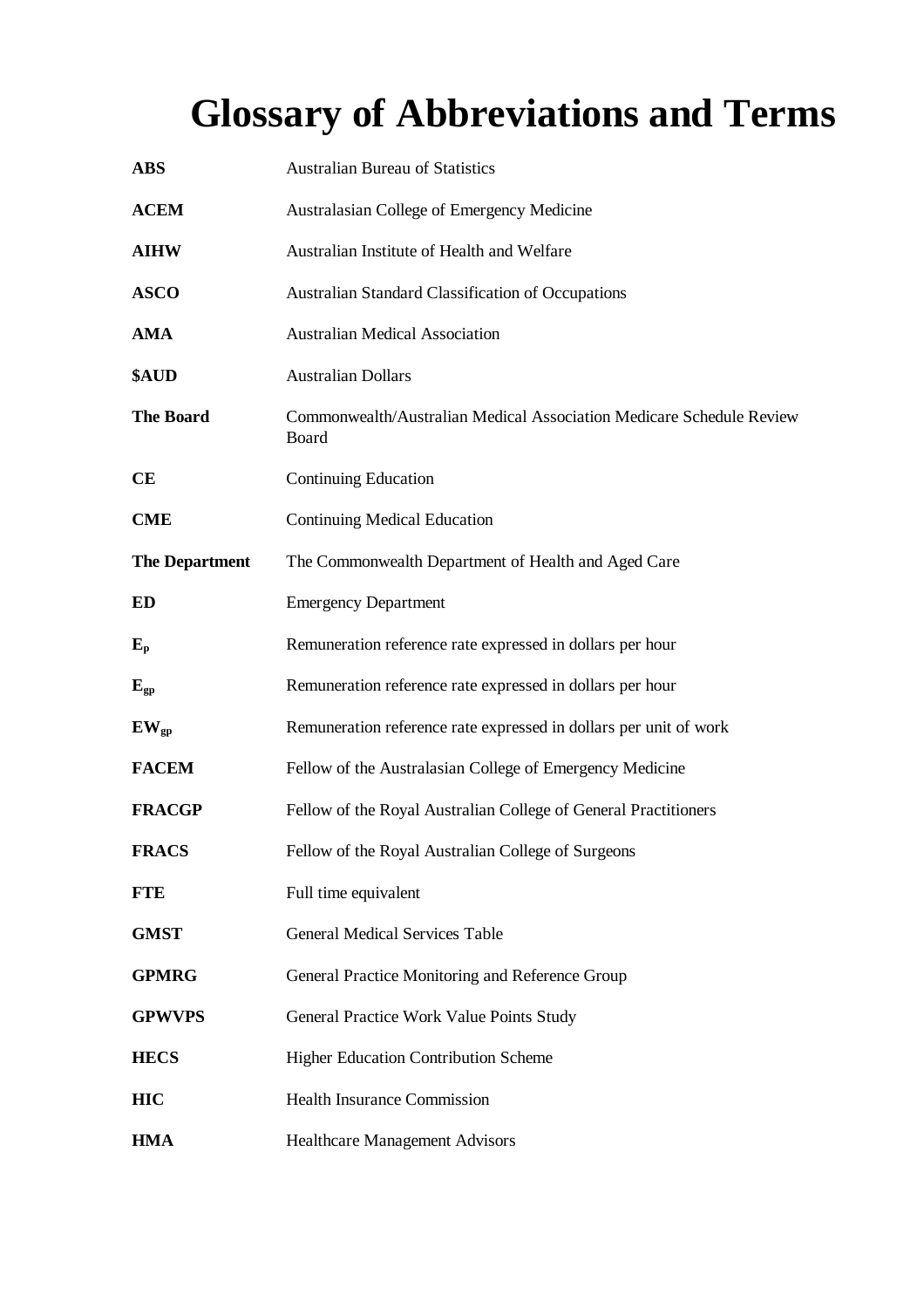# Glossary of Abbreviations and Terms

| | |
|---|---|
| **ABS** | Australian Bureau of Statistics |
| **ACEM** | Australasian College of Emergency Medicine |
| **AIHW** | Australian Institute of Health and Welfare |
| **ASCO** | Australian Standard Classification of Occupations |
| **AMA** | Australian Medical Association |
| **$AUD** | Australian Dollars |
| **The Board** | Commonwealth/Australian Medical Association Medicare Schedule Review Board |
| **CE** | Continuing Education |
| **CME** | Continuing Medical Education |
| **The Department** | The Commonwealth Department of Health and Aged Care |
| **ED** | Emergency Department |
| $\mathbf{E_p}$ | Remuneration reference rate expressed in dollars per hour |
| $\mathbf{E_{gp}}$ | Remuneration reference rate expressed in dollars per hour |
| $\mathbf{EW_{gp}}$ | Remuneration reference rate expressed in dollars per unit of work |
| **FACEM** | Fellow of the Australasian College of Emergency Medicine |
| **FRACGP** | Fellow of the Royal Australian College of General Practitioners |
| **FRACS** | Fellow of the Royal Australian College of Surgeons |
| **FTE** | Full time equivalent |
| **GMST** | General Medical Services Table |
| **GPMRG** | General Practice Monitoring and Reference Group |
| **GPWVPS** | General Practice Work Value Points Study |
| **HECS** | Higher Education Contribution Scheme |
| **HIC** | Health Insurance Commission |
| **HMA** | Healthcare Management Advisors |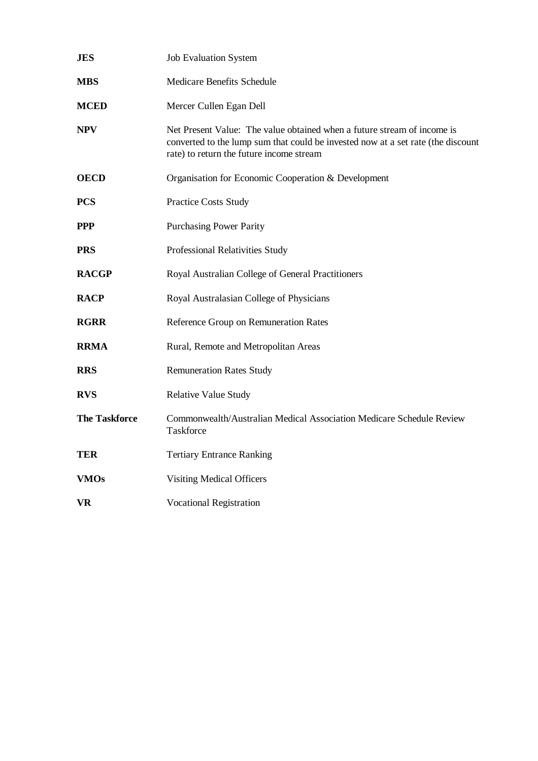| | |
|---|---|
| **JES** | Job Evaluation System |
| **MBS** | Medicare Benefits Schedule |
| **MCED** | Mercer Cullen Egan Dell |
| **NPV** | Net Present Value: The value obtained when a future stream of income is converted to the lump sum that could be invested now at a set rate (the discount rate) to return the future income stream |
| **OECD** | Organisation for Economic Cooperation & Development |
| **PCS** | Practice Costs Study |
| **PPP** | Purchasing Power Parity |
| **PRS** | Professional Relativities Study |
| **RACGP** | Royal Australian College of General Practitioners |
| **RACP** | Royal Australasian College of Physicians |
| **RGRR** | Reference Group on Remuneration Rates |
| **RRMA** | Rural, Remote and Metropolitan Areas |
| **RRS** | Remuneration Rates Study |
| **RVS** | Relative Value Study |
| **The Taskforce** | Commonwealth/Australian Medical Association Medicare Schedule Review Taskforce |
| **TER** | Tertiary Entrance Ranking |
| **VMOs** | Visiting Medical Officers |
| **VR** | Vocational Registration |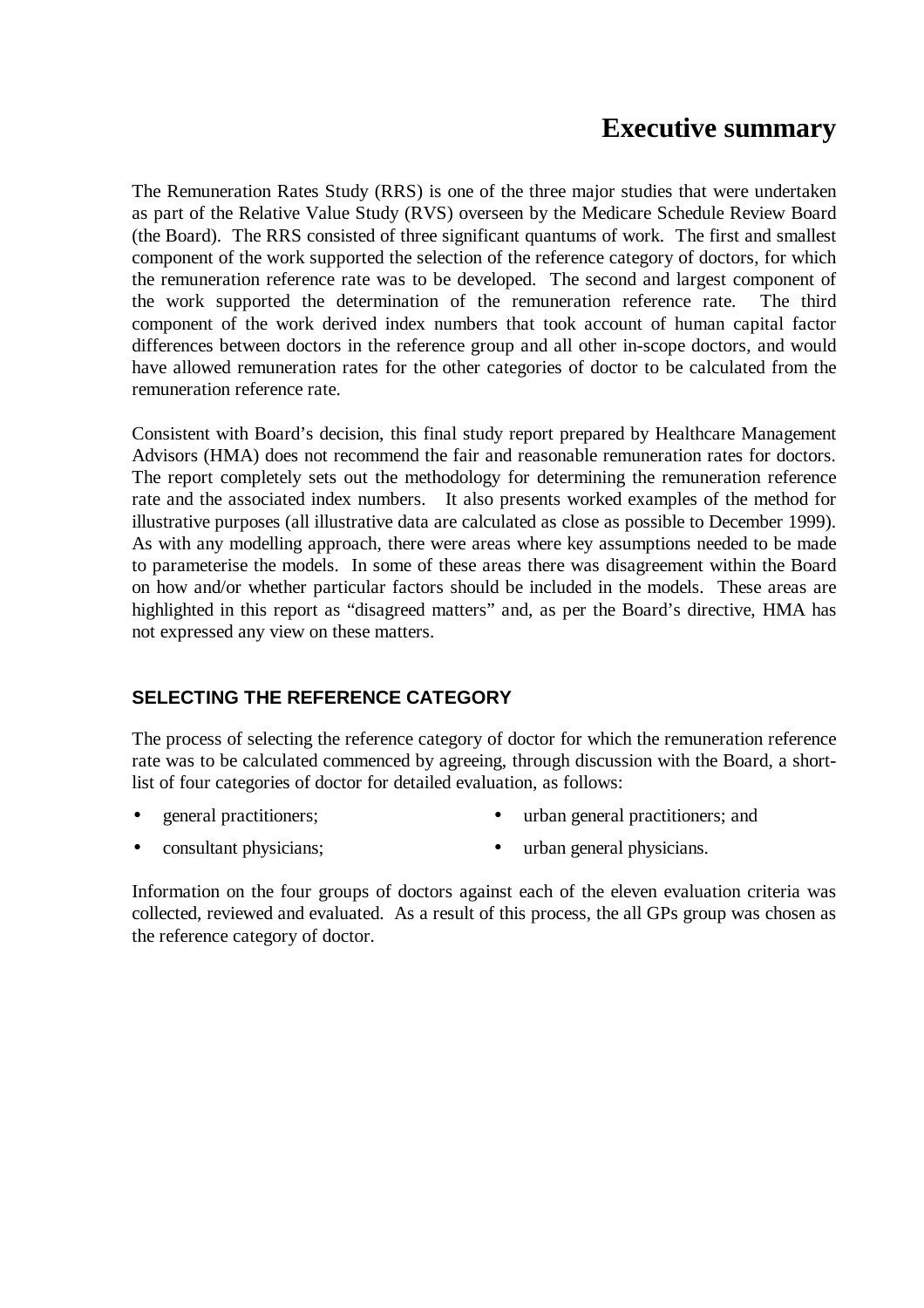# Executive summary

The Remuneration Rates Study (RRS) is one of the three major studies that were undertaken as part of the Relative Value Study (RVS) overseen by the Medicare Schedule Review Board (the Board). The RRS consisted of three significant quantums of work. The first and smallest component of the work supported the selection of the reference category of doctors, for which the remuneration reference rate was to be developed. The second and largest component of the work supported the determination of the remuneration reference rate. The third component of the work derived index numbers that took account of human capital factor differences between doctors in the reference group and all other in-scope doctors, and would have allowed remuneration rates for the other categories of doctor to be calculated from the remuneration reference rate.

Consistent with Board's decision, this final study report prepared by Healthcare Management Advisors (HMA) does not recommend the fair and reasonable remuneration rates for doctors. The report completely sets out the methodology for determining the remuneration reference rate and the associated index numbers. It also presents worked examples of the method for illustrative purposes (all illustrative data are calculated as close as possible to December 1999). As with any modelling approach, there were areas where key assumptions needed to be made to parameterise the models. In some of these areas there was disagreement within the Board on how and/or whether particular factors should be included in the models. These areas are highlighted in this report as "disagreed matters" and, as per the Board's directive, HMA has not expressed any view on these matters.

## SELECTING THE REFERENCE CATEGORY

The process of selecting the reference category of doctor for which the remuneration reference rate was to be calculated commenced by agreeing, through discussion with the Board, a short-list of four categories of doctor for detailed evaluation, as follows:

- general practitioners;
- consultant physicians;
- urban general practitioners; and
- urban general physicians.

Information on the four groups of doctors against each of the eleven evaluation criteria was collected, reviewed and evaluated. As a result of this process, the all GPs group was chosen as the reference category of doctor.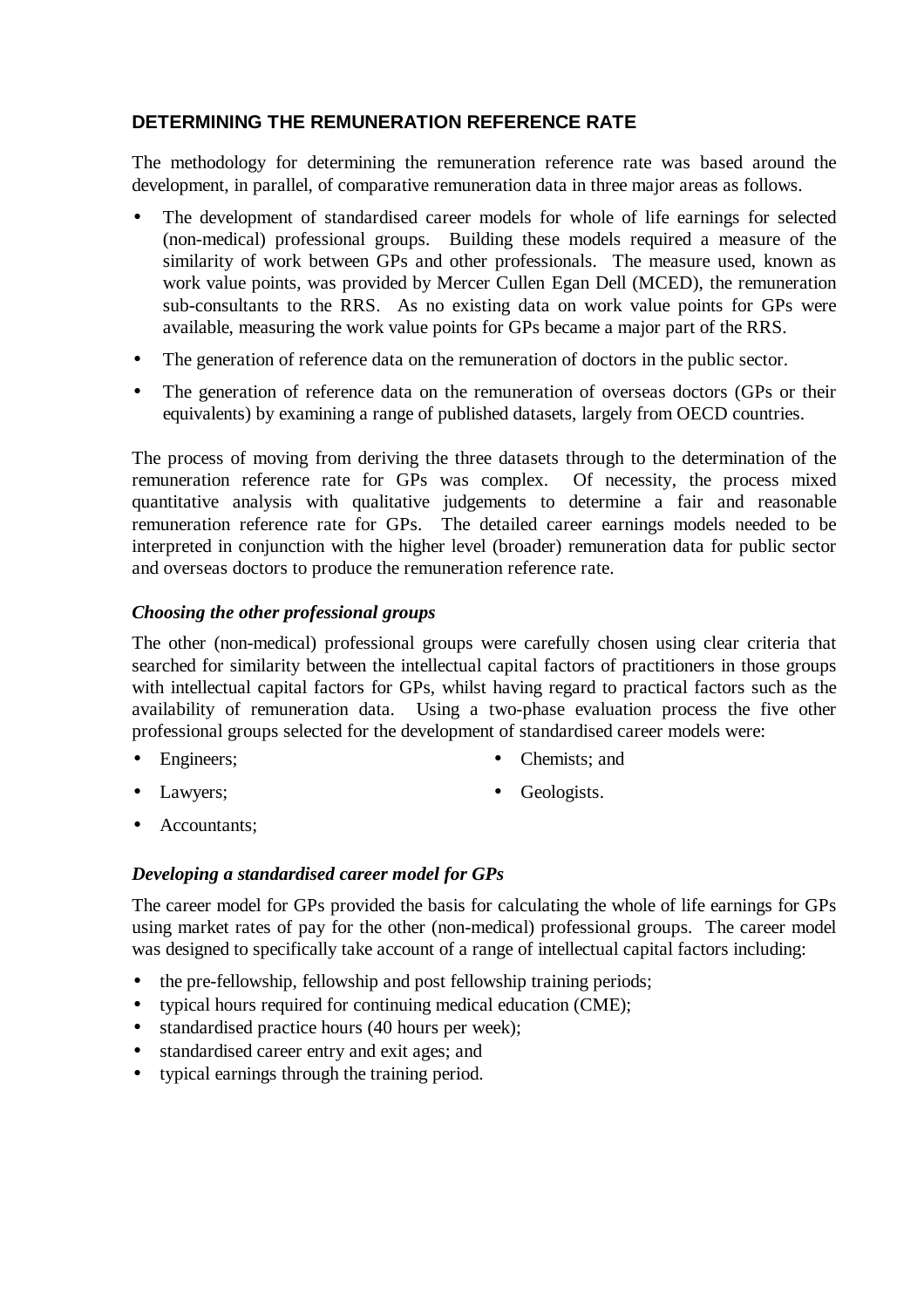## DETERMINING THE REMUNERATION REFERENCE RATE

The methodology for determining the remuneration reference rate was based around the development, in parallel, of comparative remuneration data in three major areas as follows.

- The development of standardised career models for whole of life earnings for selected (non-medical) professional groups. Building these models required a measure of the similarity of work between GPs and other professionals. The measure used, known as work value points, was provided by Mercer Cullen Egan Dell (MCED), the remuneration sub-consultants to the RRS. As no existing data on work value points for GPs were available, measuring the work value points for GPs became a major part of the RRS.
- The generation of reference data on the remuneration of doctors in the public sector.
- The generation of reference data on the remuneration of overseas doctors (GPs or their equivalents) by examining a range of published datasets, largely from OECD countries.

The process of moving from deriving the three datasets through to the determination of the remuneration reference rate for GPs was complex. Of necessity, the process mixed quantitative analysis with qualitative judgements to determine a fair and reasonable remuneration reference rate for GPs. The detailed career earnings models needed to be interpreted in conjunction with the higher level (broader) remuneration data for public sector and overseas doctors to produce the remuneration reference rate.

### *Choosing the other professional groups*

The other (non-medical) professional groups were carefully chosen using clear criteria that searched for similarity between the intellectual capital factors of practitioners in those groups with intellectual capital factors for GPs, whilst having regard to practical factors such as the availability of remuneration data. Using a two-phase evaluation process the five other professional groups selected for the development of standardised career models were:

- Engineers;
- Lawyers;
- Accountants;
- Chemists; and
- Geologists.

### *Developing a standardised career model for GPs*

The career model for GPs provided the basis for calculating the whole of life earnings for GPs using market rates of pay for the other (non-medical) professional groups. The career model was designed to specifically take account of a range of intellectual capital factors including:

- the pre-fellowship, fellowship and post fellowship training periods;
- typical hours required for continuing medical education (CME);
- standardised practice hours (40 hours per week);
- standardised career entry and exit ages; and
- typical earnings through the training period.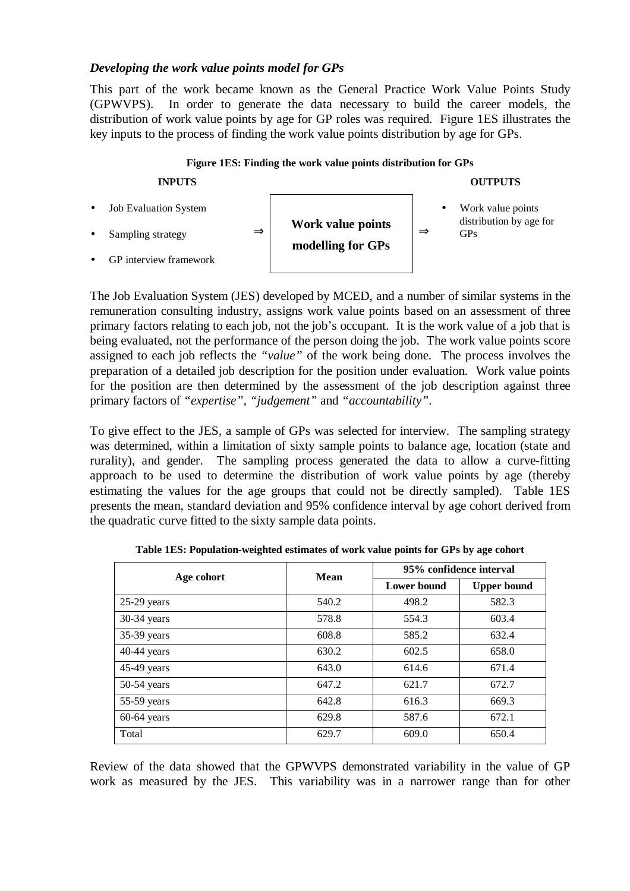### *Developing the work value points model for GPs*

This part of the work became known as the General Practice Work Value Points Study (GPWVPS). In order to generate the data necessary to build the career models, the distribution of work value points by age for GP roles was required. Figure 1ES illustrates the key inputs to the process of finding the work value points distribution by age for GPs.

**Figure 1ES: Finding the work value points distribution for GPs**

**INPUTS**

- Job Evaluation System
- Sampling strategy
- GP interview framework

⇒ **Work value points modelling for GPs** ⇒

**OUTPUTS**

- Work value points distribution by age for GPs

The Job Evaluation System (JES) developed by MCED, and a number of similar systems in the remuneration consulting industry, assigns work value points based on an assessment of three primary factors relating to each job, not the job's occupant. It is the work value of a job that is being evaluated, not the performance of the person doing the job. The work value points score assigned to each job reflects the *"value"* of the work being done. The process involves the preparation of a detailed job description for the position under evaluation. Work value points for the position are then determined by the assessment of the job description against three primary factors of *"expertise"*, *"judgement"* and *"accountability"*.

To give effect to the JES, a sample of GPs was selected for interview. The sampling strategy was determined, within a limitation of sixty sample points to balance age, location (state and rurality), and gender. The sampling process generated the data to allow a curve-fitting approach to be used to determine the distribution of work value points by age (thereby estimating the values for the age groups that could not be directly sampled). Table 1ES presents the mean, standard deviation and 95% confidence interval by age cohort derived from the quadratic curve fitted to the sixty sample data points.

**Table 1ES: Population-weighted estimates of work value points for GPs by age cohort**

| Age cohort | Mean | 95% confidence interval | |
|---|---|---|---|
| | | Lower bound | Upper bound |
| 25-29 years | 540.2 | 498.2 | 582.3 |
| 30-34 years | 578.8 | 554.3 | 603.4 |
| 35-39 years | 608.8 | 585.2 | 632.4 |
| 40-44 years | 630.2 | 602.5 | 658.0 |
| 45-49 years | 643.0 | 614.6 | 671.4 |
| 50-54 years | 647.2 | 621.7 | 672.7 |
| 55-59 years | 642.8 | 616.3 | 669.3 |
| 60-64 years | 629.8 | 587.6 | 672.1 |
| Total | 629.7 | 609.0 | 650.4 |

Review of the data showed that the GPWVPS demonstrated variability in the value of GP work as measured by the JES. This variability was in a narrower range than for other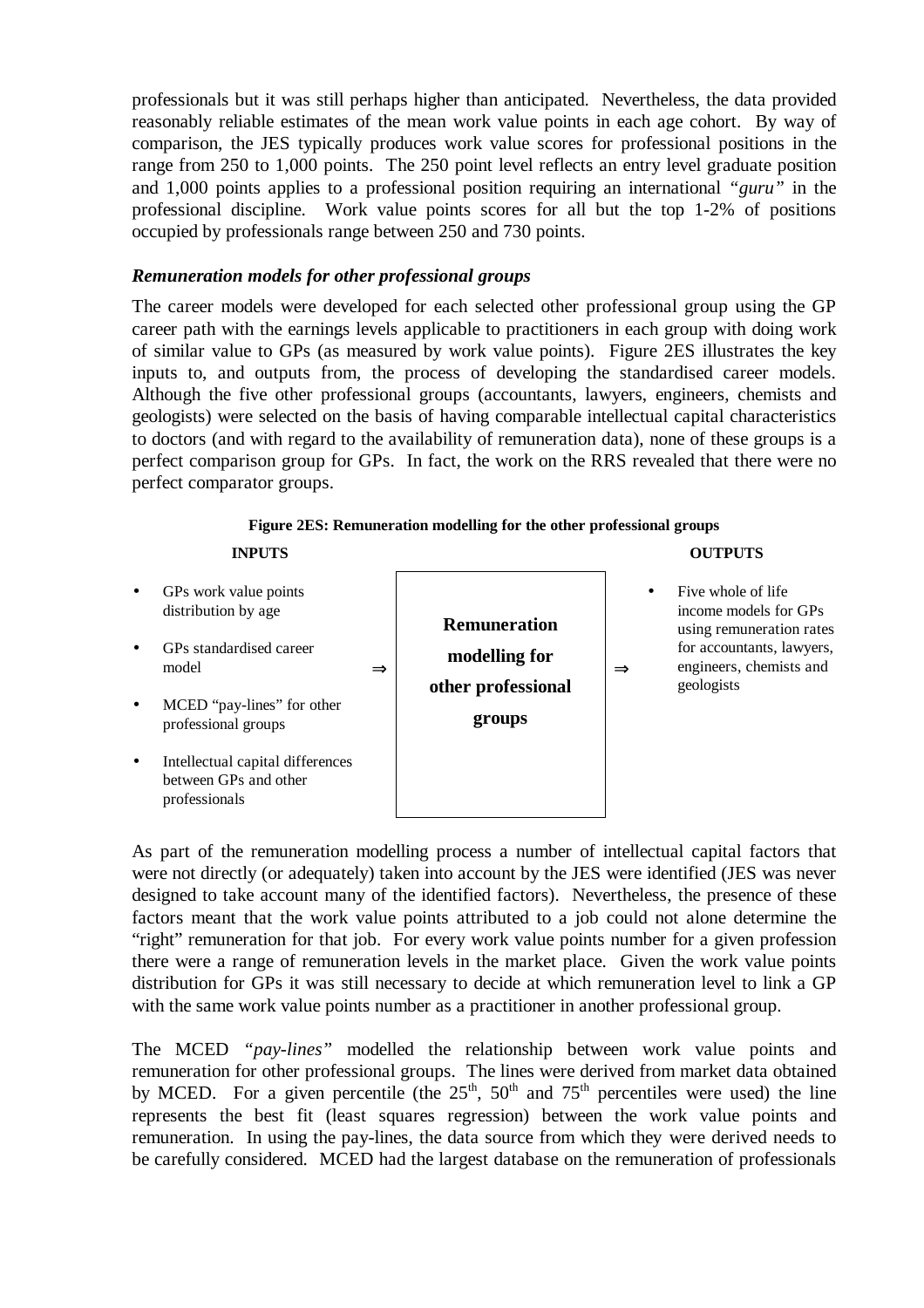professionals but it was still perhaps higher than anticipated. Nevertheless, the data provided reasonably reliable estimates of the mean work value points in each age cohort. By way of comparison, the JES typically produces work value scores for professional positions in the range from 250 to 1,000 points. The 250 point level reflects an entry level graduate position and 1,000 points applies to a professional position requiring an international *"guru"* in the professional discipline. Work value points scores for all but the top 1-2% of positions occupied by professionals range between 250 and 730 points.

### *Remuneration models for other professional groups*

The career models were developed for each selected other professional group using the GP career path with the earnings levels applicable to practitioners in each group with doing work of similar value to GPs (as measured by work value points). Figure 2ES illustrates the key inputs to, and outputs from, the process of developing the standardised career models. Although the five other professional groups (accountants, lawyers, engineers, chemists and geologists) were selected on the basis of having comparable intellectual capital characteristics to doctors (and with regard to the availability of remuneration data), none of these groups is a perfect comparison group for GPs. In fact, the work on the RRS revealed that there were no perfect comparator groups.

**Figure 2ES: Remuneration modelling for the other professional groups**

| INPUTS | | | | OUTPUTS |
|---|---|---|---|---|
| • GPs work value points distribution by age<br>• GPs standardised career model<br>• MCED "pay-lines" for other professional groups<br>• Intellectual capital differences between GPs and other professionals | ⇒ | **Remuneration modelling for other professional groups** | ⇒ | • Five whole of life income models for GPs using remuneration rates for accountants, lawyers, engineers, chemists and geologists |

As part of the remuneration modelling process a number of intellectual capital factors that were not directly (or adequately) taken into account by the JES were identified (JES was never designed to take account many of the identified factors). Nevertheless, the presence of these factors meant that the work value points attributed to a job could not alone determine the "right" remuneration for that job. For every work value points number for a given profession there were a range of remuneration levels in the market place. Given the work value points distribution for GPs it was still necessary to decide at which remuneration level to link a GP with the same work value points number as a practitioner in another professional group.

The MCED *"pay-lines"* modelled the relationship between work value points and remuneration for other professional groups. The lines were derived from market data obtained by MCED. For a given percentile (the 25th, 50th and 75th percentiles were used) the line represents the best fit (least squares regression) between the work value points and remuneration. In using the pay-lines, the data source from which they were derived needs to be carefully considered. MCED had the largest database on the remuneration of professionals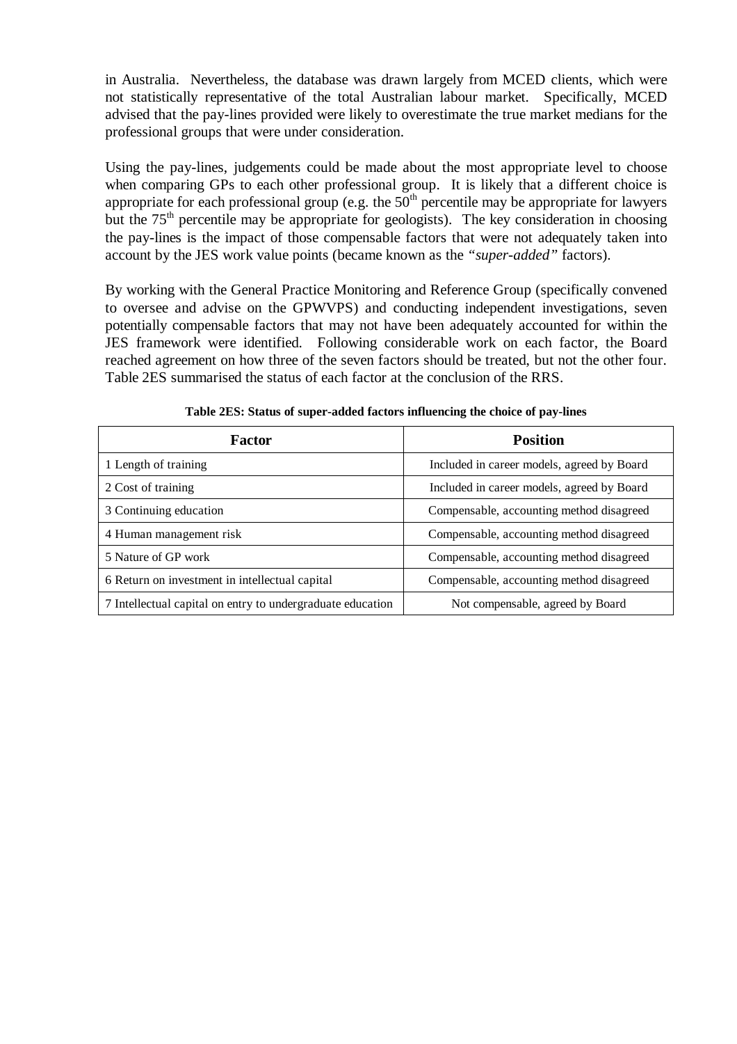in Australia. Nevertheless, the database was drawn largely from MCED clients, which were not statistically representative of the total Australian labour market. Specifically, MCED advised that the pay-lines provided were likely to overestimate the true market medians for the professional groups that were under consideration.

Using the pay-lines, judgements could be made about the most appropriate level to choose when comparing GPs to each other professional group. It is likely that a different choice is appropriate for each professional group (e.g. the 50th percentile may be appropriate for lawyers but the 75th percentile may be appropriate for geologists). The key consideration in choosing the pay-lines is the impact of those compensable factors that were not adequately taken into account by the JES work value points (became known as the *"super-added"* factors).

By working with the General Practice Monitoring and Reference Group (specifically convened to oversee and advise on the GPWVPS) and conducting independent investigations, seven potentially compensable factors that may not have been adequately accounted for within the JES framework were identified. Following considerable work on each factor, the Board reached agreement on how three of the seven factors should be treated, but not the other four. Table 2ES summarised the status of each factor at the conclusion of the RRS.

**Table 2ES: Status of super-added factors influencing the choice of pay-lines**

| Factor | Position |
|---|---|
| 1 Length of training | Included in career models, agreed by Board |
| 2 Cost of training | Included in career models, agreed by Board |
| 3 Continuing education | Compensable, accounting method disagreed |
| 4 Human management risk | Compensable, accounting method disagreed |
| 5 Nature of GP work | Compensable, accounting method disagreed |
| 6 Return on investment in intellectual capital | Compensable, accounting method disagreed |
| 7 Intellectual capital on entry to undergraduate education | Not compensable, agreed by Board |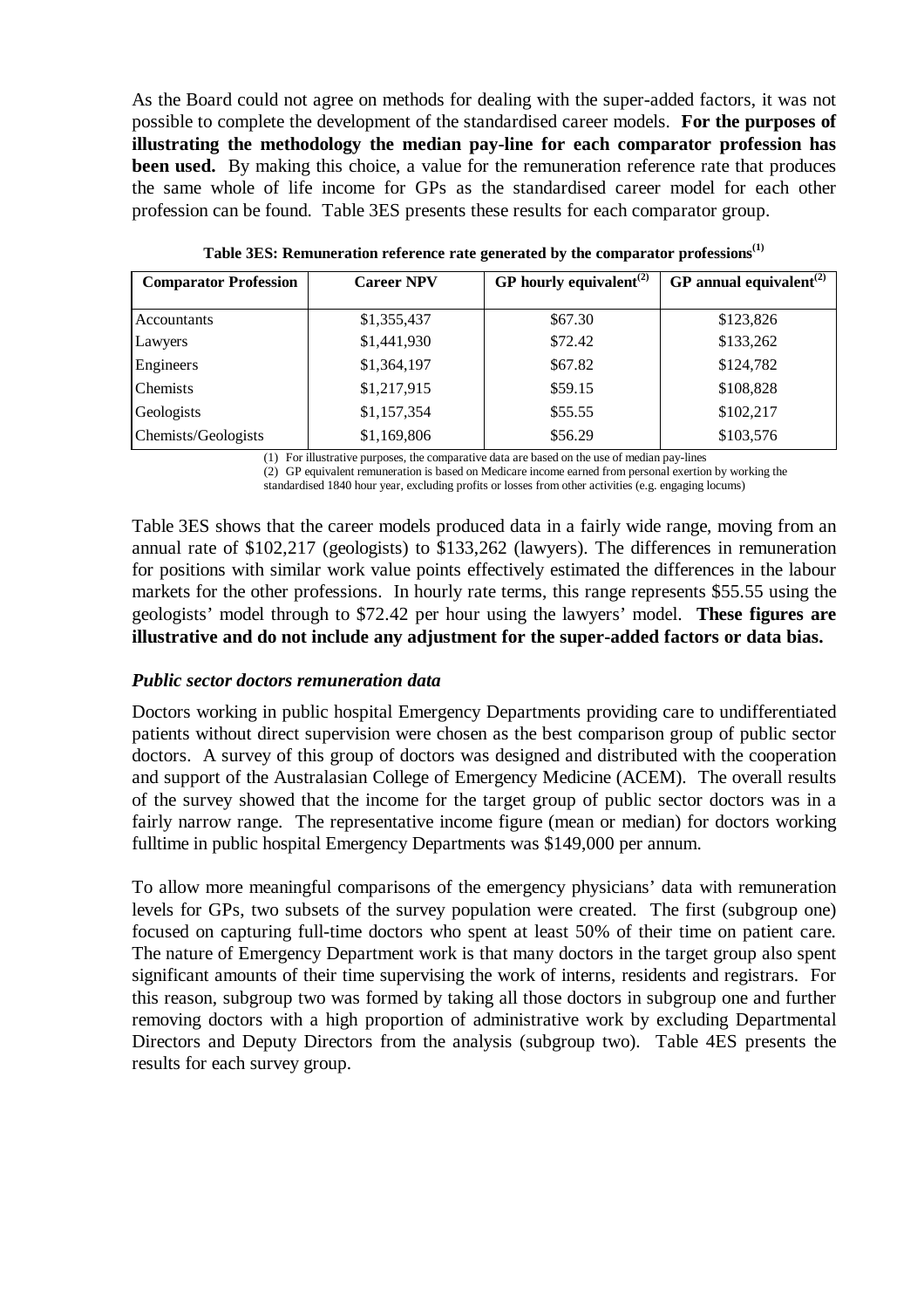As the Board could not agree on methods for dealing with the super-added factors, it was not possible to complete the development of the standardised career models. **For the purposes of illustrating the methodology the median pay-line for each comparator profession has been used.** By making this choice, a value for the remuneration reference rate that produces the same whole of life income for GPs as the standardised career model for each other profession can be found. Table 3ES presents these results for each comparator group.

**Table 3ES: Remuneration reference rate generated by the comparator professions(1)**

| Comparator Profession | Career NPV | GP hourly equivalent(2) | GP annual equivalent(2) |
|---|---|---|---|
| Accountants | \$1,355,437 | \$67.30 | \$123,826 |
| Lawyers | \$1,441,930 | \$72.42 | \$133,262 |
| Engineers | \$1,364,197 | \$67.82 | \$124,782 |
| Chemists | \$1,217,915 | \$59.15 | \$108,828 |
| Geologists | \$1,157,354 | \$55.55 | \$102,217 |
| Chemists/Geologists | \$1,169,806 | \$56.29 | \$103,576 |

(1) For illustrative purposes, the comparative data are based on the use of median pay-lines
(2) GP equivalent remuneration is based on Medicare income earned from personal exertion by working the standardised 1840 hour year, excluding profits or losses from other activities (e.g. engaging locums)

Table 3ES shows that the career models produced data in a fairly wide range, moving from an annual rate of \$102,217 (geologists) to \$133,262 (lawyers). The differences in remuneration for positions with similar work value points effectively estimated the differences in the labour markets for the other professions. In hourly rate terms, this range represents \$55.55 using the geologists' model through to \$72.42 per hour using the lawyers' model. **These figures are illustrative and do not include any adjustment for the super-added factors or data bias.**

### *Public sector doctors remuneration data*

Doctors working in public hospital Emergency Departments providing care to undifferentiated patients without direct supervision were chosen as the best comparison group of public sector doctors. A survey of this group of doctors was designed and distributed with the cooperation and support of the Australasian College of Emergency Medicine (ACEM). The overall results of the survey showed that the income for the target group of public sector doctors was in a fairly narrow range. The representative income figure (mean or median) for doctors working fulltime in public hospital Emergency Departments was \$149,000 per annum.

To allow more meaningful comparisons of the emergency physicians' data with remuneration levels for GPs, two subsets of the survey population were created. The first (subgroup one) focused on capturing full-time doctors who spent at least 50% of their time on patient care. The nature of Emergency Department work is that many doctors in the target group also spent significant amounts of their time supervising the work of interns, residents and registrars. For this reason, subgroup two was formed by taking all those doctors in subgroup one and further removing doctors with a high proportion of administrative work by excluding Departmental Directors and Deputy Directors from the analysis (subgroup two). Table 4ES presents the results for each survey group.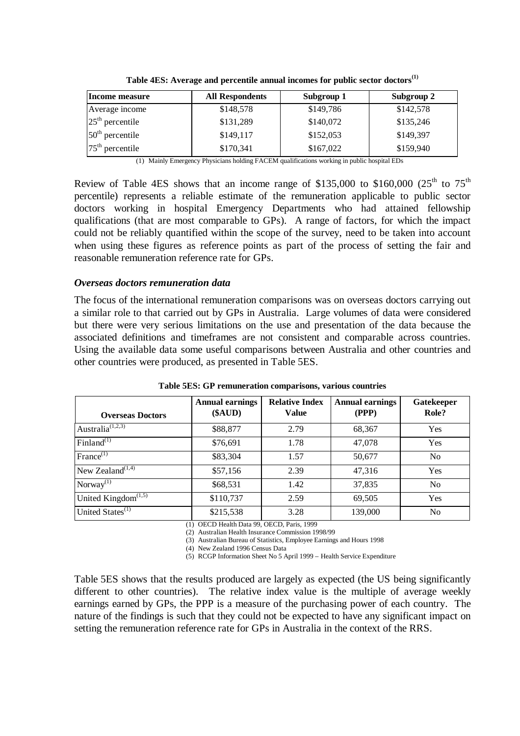**Table 4ES: Average and percentile annual incomes for public sector doctors[1]**

| Income measure | All Respondents | Subgroup 1 | Subgroup 2 |
|---|---|---|---|
| Average income | $148,578 | $149,786 | $142,578 |
| 25th percentile | $131,289 | $140,072 | $135,246 |
| 50th percentile | $149,117 | $152,053 | $149,397 |
| 75th percentile | $170,341 | $167,022 | $159,940 |

(1) Mainly Emergency Physicians holding FACEM qualifications working in public hospital EDs

Review of Table 4ES shows that an income range of $135,000 to $160,000 (25th to 75th percentile) represents a reliable estimate of the remuneration applicable to public sector doctors working in hospital Emergency Departments who had attained fellowship qualifications (that are most comparable to GPs). A range of factors, for which the impact could not be reliably quantified within the scope of the survey, need to be taken into account when using these figures as reference points as part of the process of setting the fair and reasonable remuneration reference rate for GPs.

### *Overseas doctors remuneration data*

The focus of the international remuneration comparisons was on overseas doctors carrying out a similar role to that carried out by GPs in Australia. Large volumes of data were considered but there were very serious limitations on the use and presentation of the data because the associated definitions and timeframes are not consistent and comparable across countries. Using the available data some useful comparisons between Australia and other countries and other countries were produced, as presented in Table 5ES.

**Table 5ES: GP remuneration comparisons, various countries**

| Overseas Doctors | Annual earnings ($AUD) | Relative Index Value | Annual earnings (PPP) | Gatekeeper Role? |
|---|---|---|---|---|
| Australia[1,2,3] | $88,877 | 2.79 | 68,367 | Yes |
| Finland[1] | $76,691 | 1.78 | 47,078 | Yes |
| France[1] | $83,304 | 1.57 | 50,677 | No |
| New Zealand[1,4] | $57,156 | 2.39 | 47,316 | Yes |
| Norway[1] | $68,531 | 1.42 | 37,835 | No |
| United Kingdom[1,5] | $110,737 | 2.59 | 69,505 | Yes |
| United States[1] | $215,538 | 3.28 | 139,000 | No |

(1) OECD Health Data 99, OECD, Paris, 1999

(2) Australian Health Insurance Commission 1998/99

(3) Australian Bureau of Statistics, Employee Earnings and Hours 1998

(4) New Zealand 1996 Census Data

(5) RCGP Information Sheet No 5 April 1999 – Health Service Expenditure

Table 5ES shows that the results produced are largely as expected (the US being significantly different to other countries). The relative index value is the multiple of average weekly earnings earned by GPs, the PPP is a measure of the purchasing power of each country. The nature of the findings is such that they could not be expected to have any significant impact on setting the remuneration reference rate for GPs in Australia in the context of the RRS.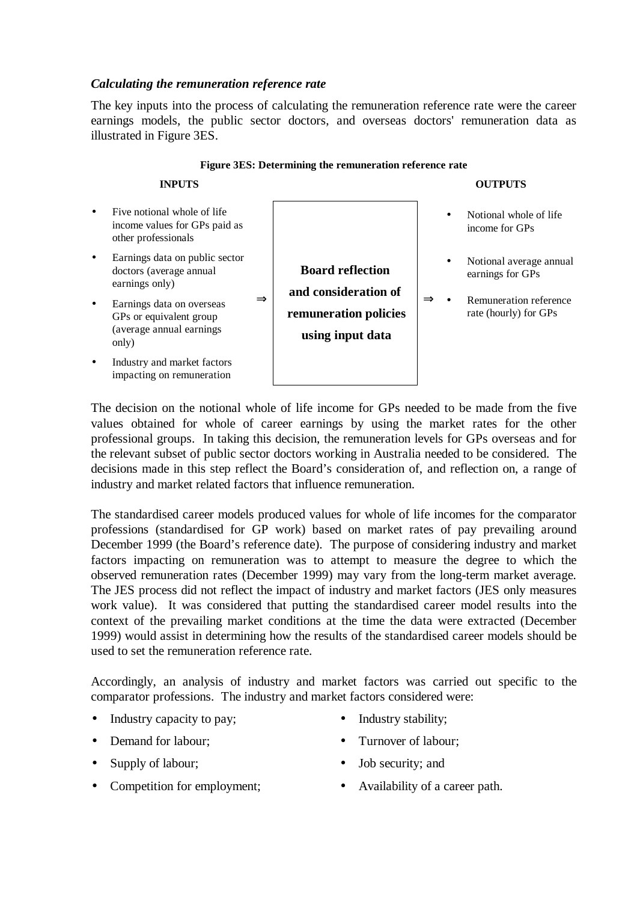### *Calculating the remuneration reference rate*

The key inputs into the process of calculating the remuneration reference rate were the career earnings models, the public sector doctors, and overseas doctors' remuneration data as illustrated in Figure 3ES.

**Figure 3ES: Determining the remuneration reference rate**

| INPUTS | | PROCESS | | OUTPUTS |
|---|---|---|---|---|
| • Five notional whole of life income values for GPs paid as other professionals<br>• Earnings data on public sector doctors (average annual earnings only)<br>• Earnings data on overseas GPs or equivalent group (average annual earnings only)<br>• Industry and market factors impacting on remuneration | ⇒ | **Board reflection and consideration of remuneration policies using input data** | ⇒ | • Notional whole of life income for GPs<br>• Notional average annual earnings for GPs<br>• Remuneration reference rate (hourly) for GPs |

The decision on the notional whole of life income for GPs needed to be made from the five values obtained for whole of career earnings by using the market rates for the other professional groups. In taking this decision, the remuneration levels for GPs overseas and for the relevant subset of public sector doctors working in Australia needed to be considered. The decisions made in this step reflect the Board's consideration of, and reflection on, a range of industry and market related factors that influence remuneration.

The standardised career models produced values for whole of life incomes for the comparator professions (standardised for GP work) based on market rates of pay prevailing around December 1999 (the Board's reference date). The purpose of considering industry and market factors impacting on remuneration was to attempt to measure the degree to which the observed remuneration rates (December 1999) may vary from the long-term market average. The JES process did not reflect the impact of industry and market factors (JES only measures work value). It was considered that putting the standardised career model results into the context of the prevailing market conditions at the time the data were extracted (December 1999) would assist in determining how the results of the standardised career models should be used to set the remuneration reference rate.

Accordingly, an analysis of industry and market factors was carried out specific to the comparator professions. The industry and market factors considered were:

- Industry capacity to pay;
- Demand for labour;
- Supply of labour;
- Competition for employment;
- Industry stability;
- Turnover of labour;
- Job security; and
- Availability of a career path.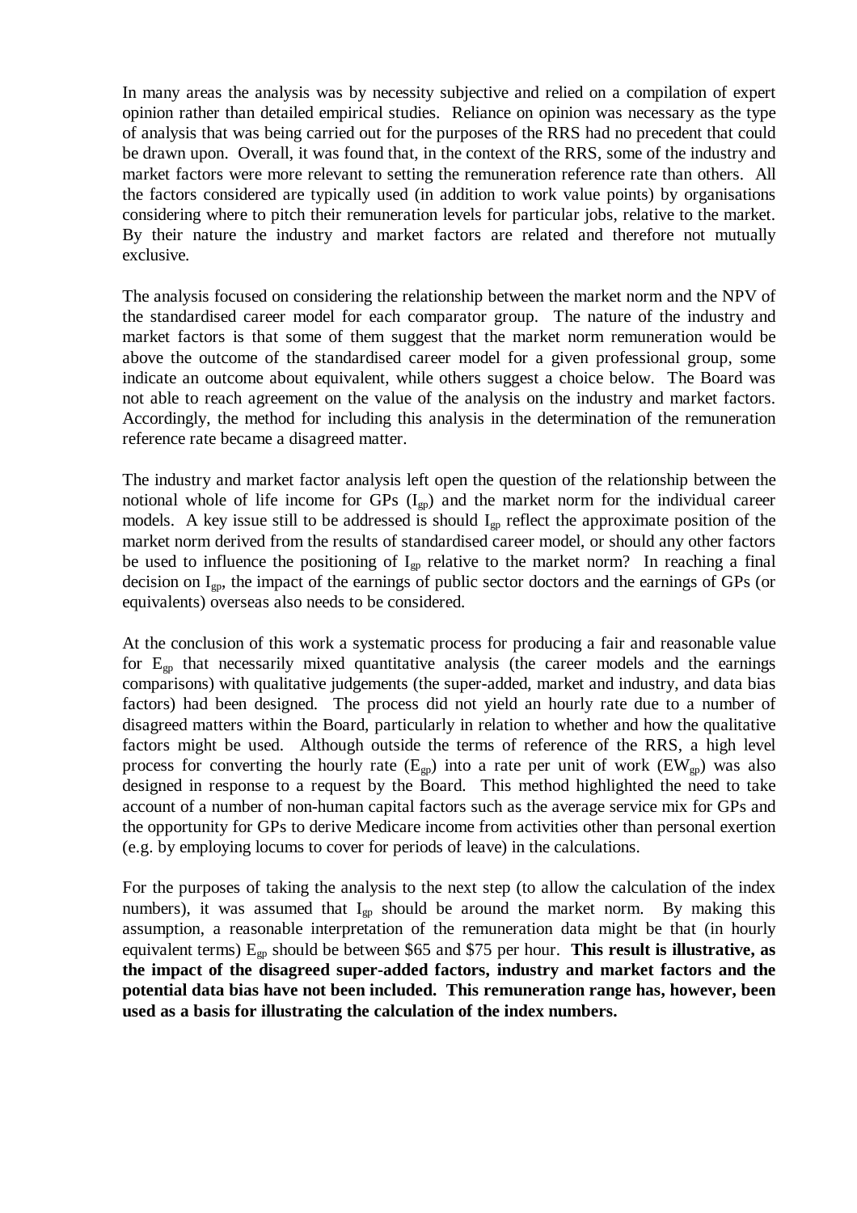In many areas the analysis was by necessity subjective and relied on a compilation of expert opinion rather than detailed empirical studies. Reliance on opinion was necessary as the type of analysis that was being carried out for the purposes of the RRS had no precedent that could be drawn upon. Overall, it was found that, in the context of the RRS, some of the industry and market factors were more relevant to setting the remuneration reference rate than others. All the factors considered are typically used (in addition to work value points) by organisations considering where to pitch their remuneration levels for particular jobs, relative to the market. By their nature the industry and market factors are related and therefore not mutually exclusive.

The analysis focused on considering the relationship between the market norm and the NPV of the standardised career model for each comparator group. The nature of the industry and market factors is that some of them suggest that the market norm remuneration would be above the outcome of the standardised career model for a given professional group, some indicate an outcome about equivalent, while others suggest a choice below. The Board was not able to reach agreement on the value of the analysis on the industry and market factors. Accordingly, the method for including this analysis in the determination of the remuneration reference rate became a disagreed matter.

The industry and market factor analysis left open the question of the relationship between the notional whole of life income for GPs ($I_{gp}$) and the market norm for the individual career models. A key issue still to be addressed is should $I_{gp}$ reflect the approximate position of the market norm derived from the results of standardised career model, or should any other factors be used to influence the positioning of $I_{gp}$ relative to the market norm? In reaching a final decision on $I_{gp}$, the impact of the earnings of public sector doctors and the earnings of GPs (or equivalents) overseas also needs to be considered.

At the conclusion of this work a systematic process for producing a fair and reasonable value for $E_{gp}$ that necessarily mixed quantitative analysis (the career models and the earnings comparisons) with qualitative judgements (the super-added, market and industry, and data bias factors) had been designed. The process did not yield an hourly rate due to a number of disagreed matters within the Board, particularly in relation to whether and how the qualitative factors might be used. Although outside the terms of reference of the RRS, a high level process for converting the hourly rate ($E_{gp}$) into a rate per unit of work ($EW_{gp}$) was also designed in response to a request by the Board. This method highlighted the need to take account of a number of non-human capital factors such as the average service mix for GPs and the opportunity for GPs to derive Medicare income from activities other than personal exertion (e.g. by employing locums to cover for periods of leave) in the calculations.

For the purposes of taking the analysis to the next step (to allow the calculation of the index numbers), it was assumed that $I_{gp}$ should be around the market norm. By making this assumption, a reasonable interpretation of the remuneration data might be that (in hourly equivalent terms) $E_{gp}$ should be between \$65 and \$75 per hour. **This result is illustrative, as the impact of the disagreed super-added factors, industry and market factors and the potential data bias have not been included. This remuneration range has, however, been used as a basis for illustrating the calculation of the index numbers.**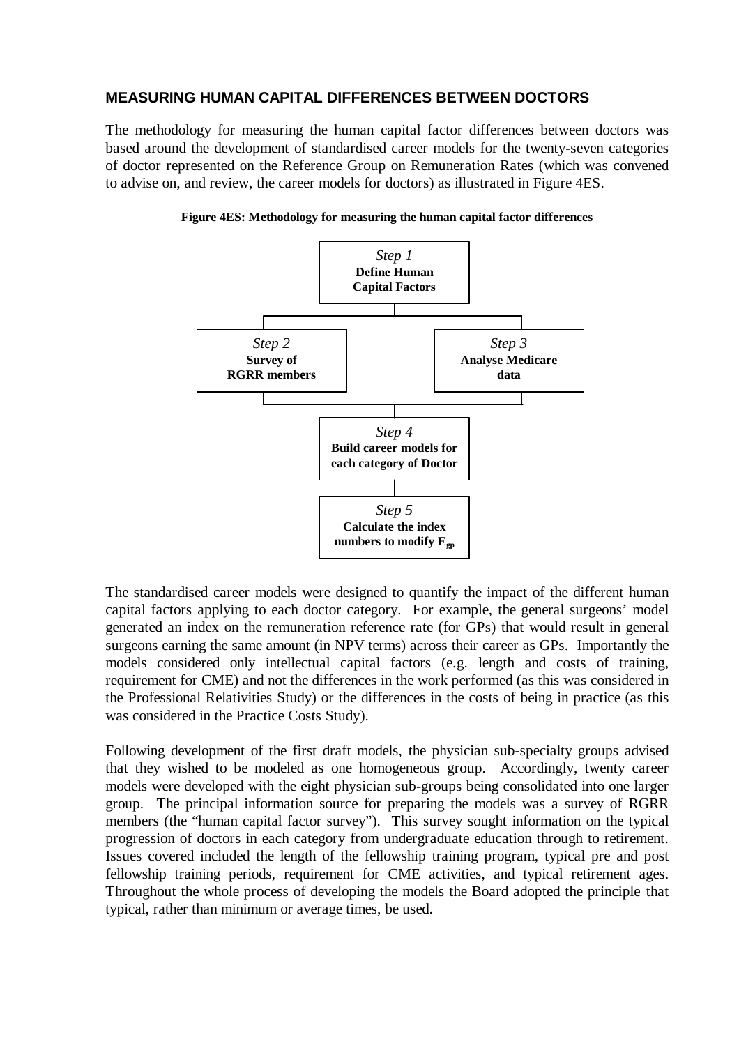## MEASURING HUMAN CAPITAL DIFFERENCES BETWEEN DOCTORS

The methodology for measuring the human capital factor differences between doctors was based around the development of standardised career models for the twenty-seven categories of doctor represented on the Reference Group on Remuneration Rates (which was convened to advise on, and review, the career models for doctors) as illustrated in Figure 4ES.

**Figure 4ES: Methodology for measuring the human capital factor differences**

*Step 1*
**Define Human Capital Factors**

*Step 2*
**Survey of RGRR members**

*Step 3*
**Analyse Medicare data**

*Step 4*
**Build career models for each category of Doctor**

*Step 5*
**Calculate the index numbers to modify $E_{gp}$**

The standardised career models were designed to quantify the impact of the different human capital factors applying to each doctor category. For example, the general surgeons' model generated an index on the remuneration reference rate (for GPs) that would result in general surgeons earning the same amount (in NPV terms) across their career as GPs. Importantly the models considered only intellectual capital factors (e.g. length and costs of training, requirement for CME) and not the differences in the work performed (as this was considered in the Professional Relativities Study) or the differences in the costs of being in practice (as this was considered in the Practice Costs Study).

Following development of the first draft models, the physician sub-specialty groups advised that they wished to be modeled as one homogeneous group. Accordingly, twenty career models were developed with the eight physician sub-groups being consolidated into one larger group. The principal information source for preparing the models was a survey of RGRR members (the "human capital factor survey"). This survey sought information on the typical progression of doctors in each category from undergraduate education through to retirement. Issues covered included the length of the fellowship training program, typical pre and post fellowship training periods, requirement for CME activities, and typical retirement ages. Throughout the whole process of developing the models the Board adopted the principle that typical, rather than minimum or average times, be used.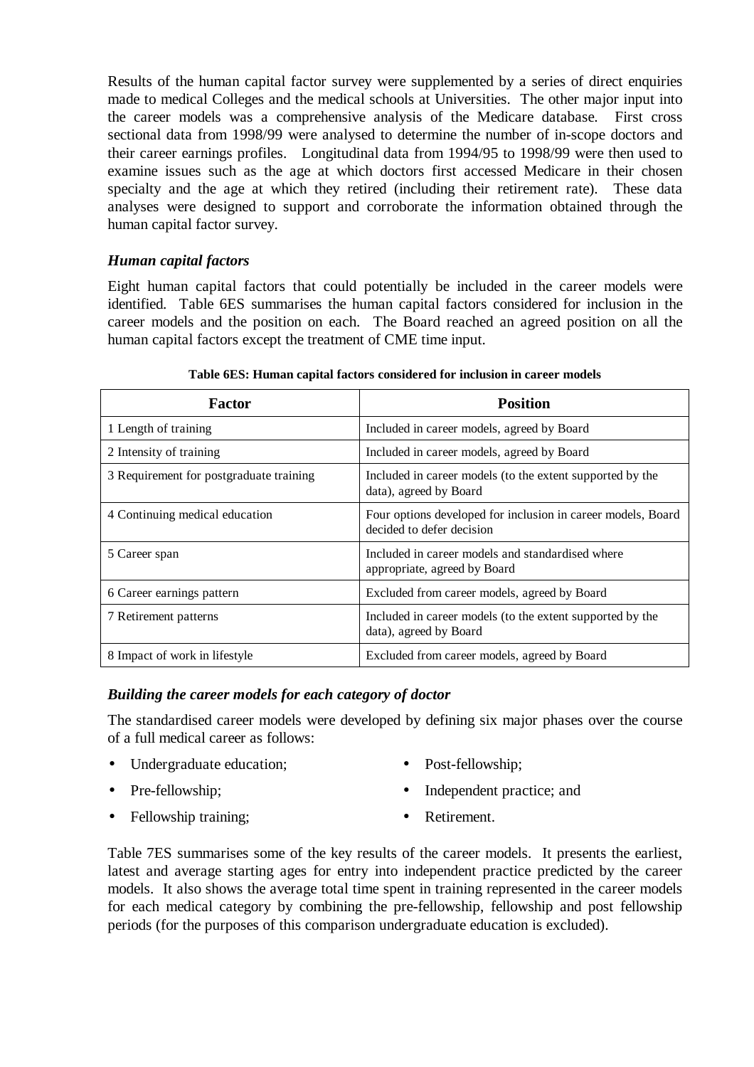Results of the human capital factor survey were supplemented by a series of direct enquiries made to medical Colleges and the medical schools at Universities. The other major input into the career models was a comprehensive analysis of the Medicare database. First cross sectional data from 1998/99 were analysed to determine the number of in-scope doctors and their career earnings profiles. Longitudinal data from 1994/95 to 1998/99 were then used to examine issues such as the age at which doctors first accessed Medicare in their chosen specialty and the age at which they retired (including their retirement rate). These data analyses were designed to support and corroborate the information obtained through the human capital factor survey.

### *Human capital factors*

Eight human capital factors that could potentially be included in the career models were identified. Table 6ES summarises the human capital factors considered for inclusion in the career models and the position on each. The Board reached an agreed position on all the human capital factors except the treatment of CME time input.

**Table 6ES: Human capital factors considered for inclusion in career models**

| Factor | Position |
|---|---|
| 1 Length of training | Included in career models, agreed by Board |
| 2 Intensity of training | Included in career models, agreed by Board |
| 3 Requirement for postgraduate training | Included in career models (to the extent supported by the data), agreed by Board |
| 4 Continuing medical education | Four options developed for inclusion in career models, Board decided to defer decision |
| 5 Career span | Included in career models and standardised where appropriate, agreed by Board |
| 6 Career earnings pattern | Excluded from career models, agreed by Board |
| 7 Retirement patterns | Included in career models (to the extent supported by the data), agreed by Board |
| 8 Impact of work in lifestyle | Excluded from career models, agreed by Board |

### *Building the career models for each category of doctor*

The standardised career models were developed by defining six major phases over the course of a full medical career as follows:

- Undergraduate education;
- Pre-fellowship;
- Fellowship training;
- Post-fellowship;
- Independent practice; and
- Retirement.

Table 7ES summarises some of the key results of the career models. It presents the earliest, latest and average starting ages for entry into independent practice predicted by the career models. It also shows the average total time spent in training represented in the career models for each medical category by combining the pre-fellowship, fellowship and post fellowship periods (for the purposes of this comparison undergraduate education is excluded).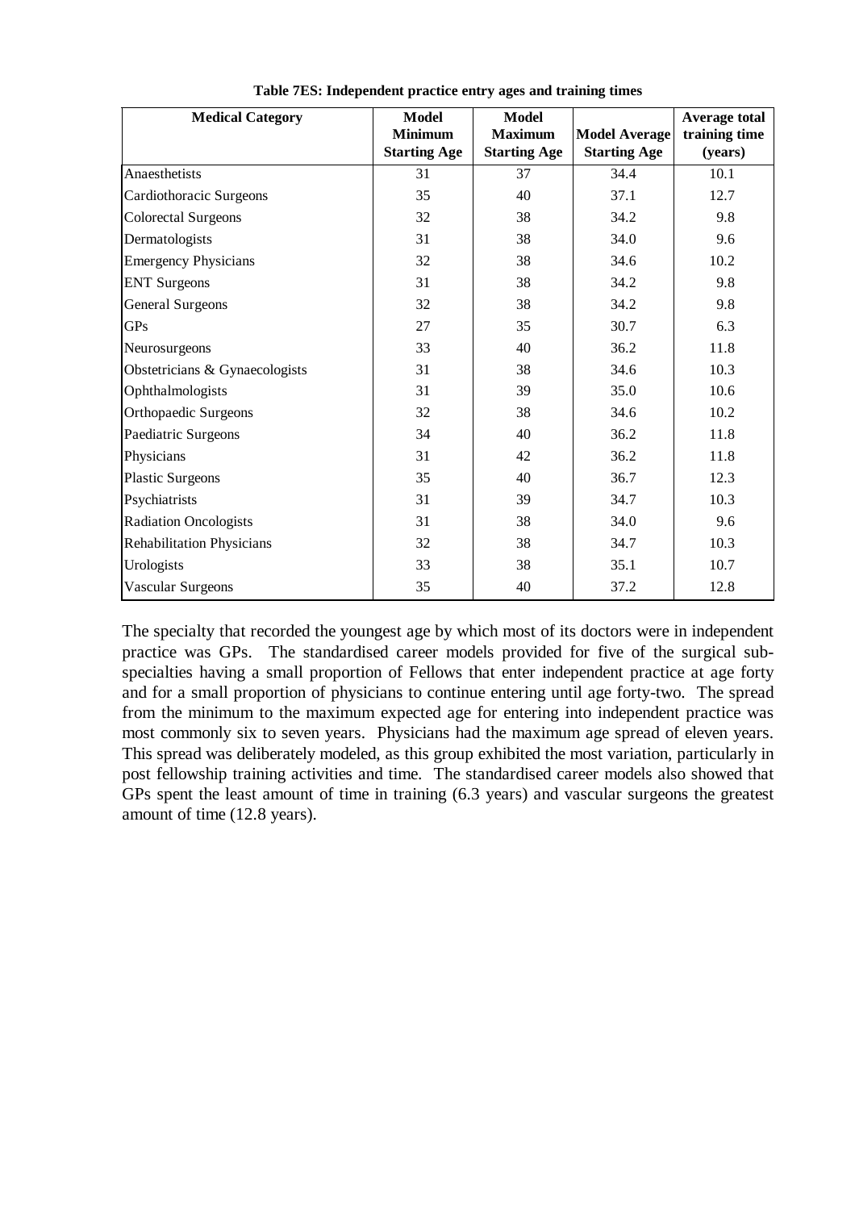**Table 7ES: Independent practice entry ages and training times**

| Medical Category | Model Minimum Starting Age | Model Maximum Starting Age | Model Average Starting Age | Average total training time (years) |
|---|---|---|---|---|
| Anaesthetists | 31 | 37 | 34.4 | 10.1 |
| Cardiothoracic Surgeons | 35 | 40 | 37.1 | 12.7 |
| Colorectal Surgeons | 32 | 38 | 34.2 | 9.8 |
| Dermatologists | 31 | 38 | 34.0 | 9.6 |
| Emergency Physicians | 32 | 38 | 34.6 | 10.2 |
| ENT Surgeons | 31 | 38 | 34.2 | 9.8 |
| General Surgeons | 32 | 38 | 34.2 | 9.8 |
| GPs | 27 | 35 | 30.7 | 6.3 |
| Neurosurgeons | 33 | 40 | 36.2 | 11.8 |
| Obstetricians & Gynaecologists | 31 | 38 | 34.6 | 10.3 |
| Ophthalmologists | 31 | 39 | 35.0 | 10.6 |
| Orthopaedic Surgeons | 32 | 38 | 34.6 | 10.2 |
| Paediatric Surgeons | 34 | 40 | 36.2 | 11.8 |
| Physicians | 31 | 42 | 36.2 | 11.8 |
| Plastic Surgeons | 35 | 40 | 36.7 | 12.3 |
| Psychiatrists | 31 | 39 | 34.7 | 10.3 |
| Radiation Oncologists | 31 | 38 | 34.0 | 9.6 |
| Rehabilitation Physicians | 32 | 38 | 34.7 | 10.3 |
| Urologists | 33 | 38 | 35.1 | 10.7 |
| Vascular Surgeons | 35 | 40 | 37.2 | 12.8 |

The specialty that recorded the youngest age by which most of its doctors were in independent practice was GPs. The standardised career models provided for five of the surgical sub-specialties having a small proportion of Fellows that enter independent practice at age forty and for a small proportion of physicians to continue entering until age forty-two. The spread from the minimum to the maximum expected age for entering into independent practice was most commonly six to seven years. Physicians had the maximum age spread of eleven years. This spread was deliberately modeled, as this group exhibited the most variation, particularly in post fellowship training activities and time. The standardised career models also showed that GPs spent the least amount of time in training (6.3 years) and vascular surgeons the greatest amount of time (12.8 years).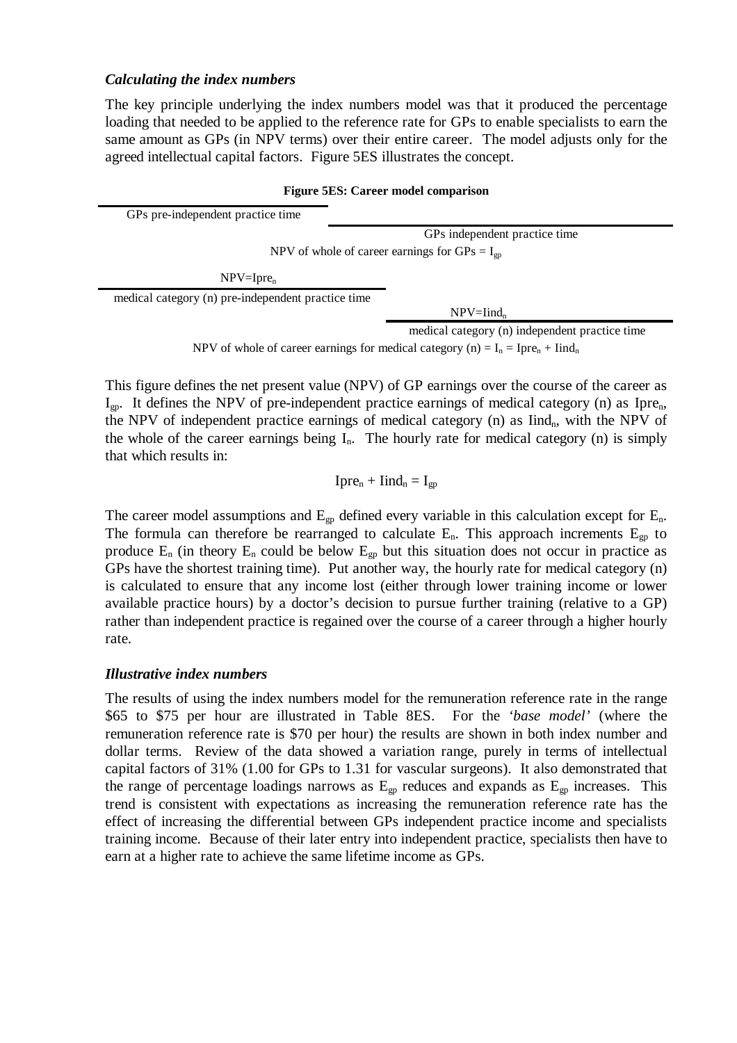### *Calculating the index numbers*

The key principle underlying the index numbers model was that it produced the percentage loading that needed to be applied to the reference rate for GPs to enable specialists to earn the same amount as GPs (in NPV terms) over their entire career. The model adjusts only for the agreed intellectual capital factors. Figure 5ES illustrates the concept.

**Figure 5ES: Career model comparison**

GPs pre-independent practice time

GPs independent practice time

NPV of whole of career earnings for GPs = $I_{gp}$

NPV=$Ipre_n$

medical category (n) pre-independent practice time

NPV=$Iind_n$

medical category (n) independent practice time

NPV of whole of career earnings for medical category (n) = $I_n$ = $Ipre_n$ + $Iind_n$

This figure defines the net present value (NPV) of GP earnings over the course of the career as $I_{gp}$. It defines the NPV of pre-independent practice earnings of medical category (n) as $Ipre_n$, the NPV of independent practice earnings of medical category (n) as $Iind_n$, with the NPV of the whole of the career earnings being $I_n$. The hourly rate for medical category (n) is simply that which results in:

$$Ipre_n + Iind_n = I_{gp}$$

The career model assumptions and $E_{gp}$ defined every variable in this calculation except for $E_n$. The formula can therefore be rearranged to calculate $E_n$. This approach increments $E_{gp}$ to produce $E_n$ (in theory $E_n$ could be below $E_{gp}$ but this situation does not occur in practice as GPs have the shortest training time). Put another way, the hourly rate for medical category (n) is calculated to ensure that any income lost (either through lower training income or lower available practice hours) by a doctor's decision to pursue further training (relative to a GP) rather than independent practice is regained over the course of a career through a higher hourly rate.

### *Illustrative index numbers*

The results of using the index numbers model for the remuneration reference rate in the range \$65 to \$75 per hour are illustrated in Table 8ES. For the *'base model'* (where the remuneration reference rate is \$70 per hour) the results are shown in both index number and dollar terms. Review of the data showed a variation range, purely in terms of intellectual capital factors of 31% (1.00 for GPs to 1.31 for vascular surgeons). It also demonstrated that the range of percentage loadings narrows as $E_{gp}$ reduces and expands as $E_{gp}$ increases. This trend is consistent with expectations as increasing the remuneration reference rate has the effect of increasing the differential between GPs independent practice income and specialists training income. Because of their later entry into independent practice, specialists then have to earn at a higher rate to achieve the same lifetime income as GPs.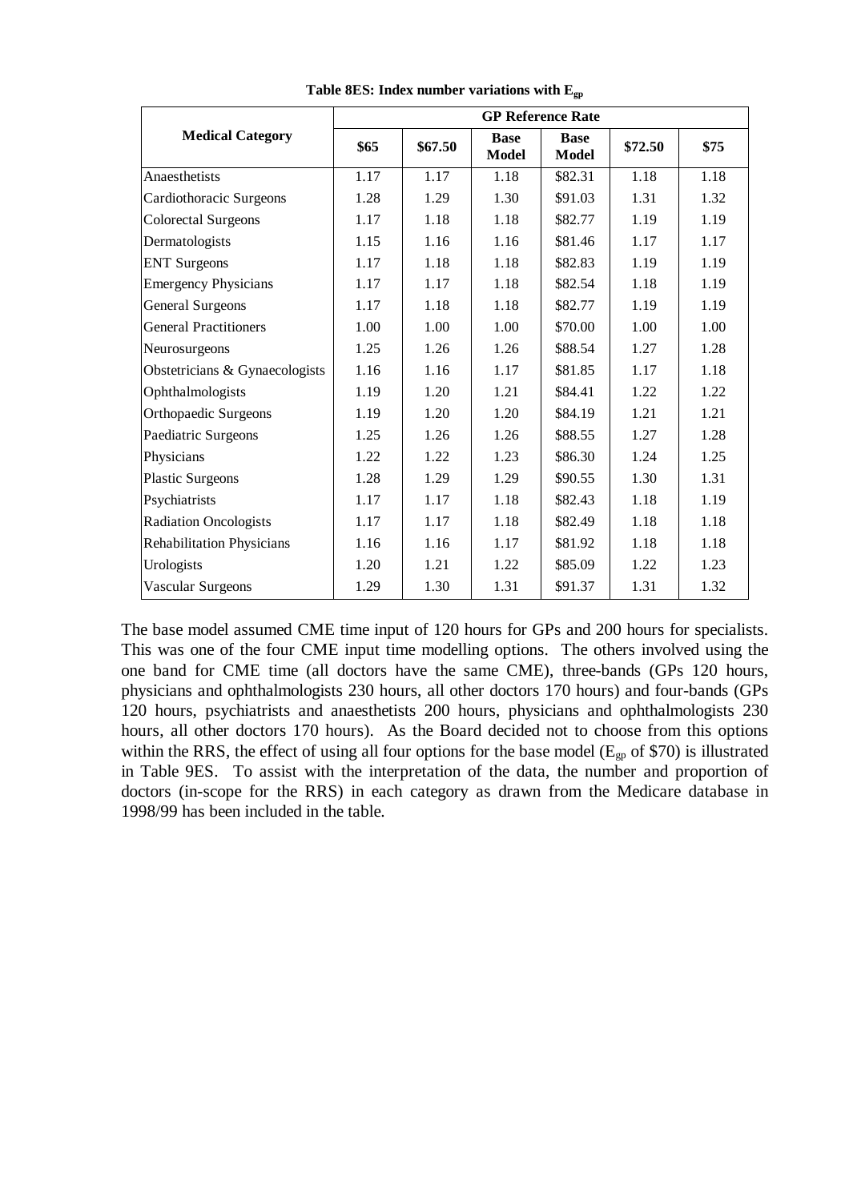**Table 8ES: Index number variations with $E_{gp}$**

| Medical Category | GP Reference Rate | | | | | |
|---|---|---|---|---|---|---|
| | \$65 | \$67.50 | Base Model | Base Model | \$72.50 | \$75 |
| Anaesthetists | 1.17 | 1.17 | 1.18 | \$82.31 | 1.18 | 1.18 |
| Cardiothoracic Surgeons | 1.28 | 1.29 | 1.30 | \$91.03 | 1.31 | 1.32 |
| Colorectal Surgeons | 1.17 | 1.18 | 1.18 | \$82.77 | 1.19 | 1.19 |
| Dermatologists | 1.15 | 1.16 | 1.16 | \$81.46 | 1.17 | 1.17 |
| ENT Surgeons | 1.17 | 1.18 | 1.18 | \$82.83 | 1.19 | 1.19 |
| Emergency Physicians | 1.17 | 1.17 | 1.18 | \$82.54 | 1.18 | 1.19 |
| General Surgeons | 1.17 | 1.18 | 1.18 | \$82.77 | 1.19 | 1.19 |
| General Practitioners | 1.00 | 1.00 | 1.00 | \$70.00 | 1.00 | 1.00 |
| Neurosurgeons | 1.25 | 1.26 | 1.26 | \$88.54 | 1.27 | 1.28 |
| Obstetricians & Gynaecologists | 1.16 | 1.16 | 1.17 | \$81.85 | 1.17 | 1.18 |
| Ophthalmologists | 1.19 | 1.20 | 1.21 | \$84.41 | 1.22 | 1.22 |
| Orthopaedic Surgeons | 1.19 | 1.20 | 1.20 | \$84.19 | 1.21 | 1.21 |
| Paediatric Surgeons | 1.25 | 1.26 | 1.26 | \$88.55 | 1.27 | 1.28 |
| Physicians | 1.22 | 1.22 | 1.23 | \$86.30 | 1.24 | 1.25 |
| Plastic Surgeons | 1.28 | 1.29 | 1.29 | \$90.55 | 1.30 | 1.31 |
| Psychiatrists | 1.17 | 1.17 | 1.18 | \$82.43 | 1.18 | 1.19 |
| Radiation Oncologists | 1.17 | 1.17 | 1.18 | \$82.49 | 1.18 | 1.18 |
| Rehabilitation Physicians | 1.16 | 1.16 | 1.17 | \$81.92 | 1.18 | 1.18 |
| Urologists | 1.20 | 1.21 | 1.22 | \$85.09 | 1.22 | 1.23 |
| Vascular Surgeons | 1.29 | 1.30 | 1.31 | \$91.37 | 1.31 | 1.32 |

The base model assumed CME time input of 120 hours for GPs and 200 hours for specialists. This was one of the four CME input time modelling options. The others involved using the one band for CME time (all doctors have the same CME), three-bands (GPs 120 hours, physicians and ophthalmologists 230 hours, all other doctors 170 hours) and four-bands (GPs 120 hours, psychiatrists and anaesthetists 200 hours, physicians and ophthalmologists 230 hours, all other doctors 170 hours). As the Board decided not to choose from this options within the RRS, the effect of using all four options for the base model ($E_{gp}$ of \$70) is illustrated in Table 9ES. To assist with the interpretation of the data, the number and proportion of doctors (in-scope for the RRS) in each category as drawn from the Medicare database in 1998/99 has been included in the table.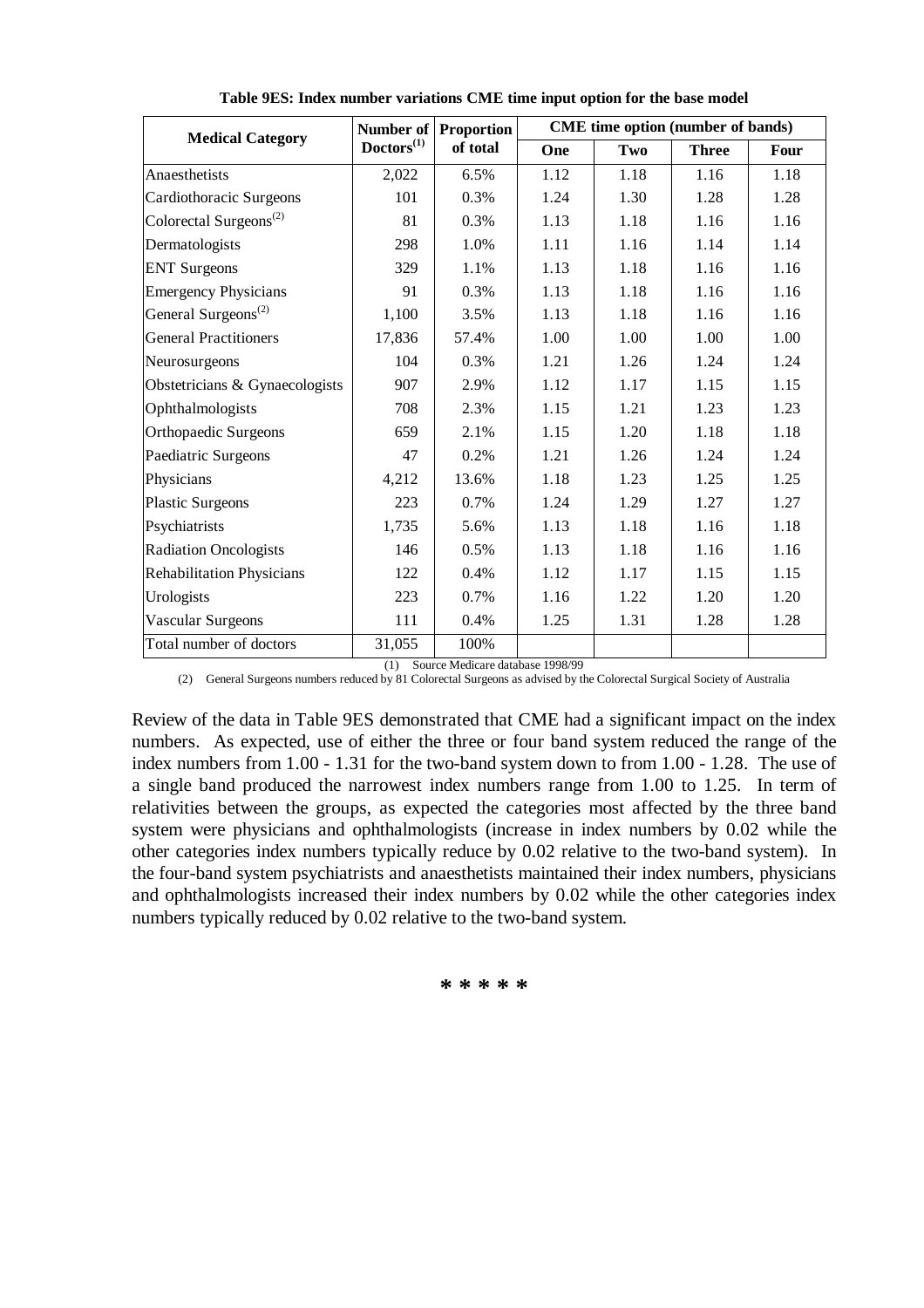**Table 9ES: Index number variations CME time input option for the base model**

| Medical Category | Number of Doctors[1] | Proportion of total | CME time option (number of bands) | | | |
|---|---|---|---|---|---|---|
| | | | One | Two | Three | Four |
| Anaesthetists | 2,022 | 6.5% | 1.12 | 1.18 | 1.16 | 1.18 |
| Cardiothoracic Surgeons | 101 | 0.3% | 1.24 | 1.30 | 1.28 | 1.28 |
| Colorectal Surgeons[2] | 81 | 0.3% | 1.13 | 1.18 | 1.16 | 1.16 |
| Dermatologists | 298 | 1.0% | 1.11 | 1.16 | 1.14 | 1.14 |
| ENT Surgeons | 329 | 1.1% | 1.13 | 1.18 | 1.16 | 1.16 |
| Emergency Physicians | 91 | 0.3% | 1.13 | 1.18 | 1.16 | 1.16 |
| General Surgeons[2] | 1,100 | 3.5% | 1.13 | 1.18 | 1.16 | 1.16 |
| General Practitioners | 17,836 | 57.4% | 1.00 | 1.00 | 1.00 | 1.00 |
| Neurosurgeons | 104 | 0.3% | 1.21 | 1.26 | 1.24 | 1.24 |
| Obstetricians & Gynaecologists | 907 | 2.9% | 1.12 | 1.17 | 1.15 | 1.15 |
| Ophthalmologists | 708 | 2.3% | 1.15 | 1.21 | 1.23 | 1.23 |
| Orthopaedic Surgeons | 659 | 2.1% | 1.15 | 1.20 | 1.18 | 1.18 |
| Paediatric Surgeons | 47 | 0.2% | 1.21 | 1.26 | 1.24 | 1.24 |
| Physicians | 4,212 | 13.6% | 1.18 | 1.23 | 1.25 | 1.25 |
| Plastic Surgeons | 223 | 0.7% | 1.24 | 1.29 | 1.27 | 1.27 |
| Psychiatrists | 1,735 | 5.6% | 1.13 | 1.18 | 1.16 | 1.18 |
| Radiation Oncologists | 146 | 0.5% | 1.13 | 1.18 | 1.16 | 1.16 |
| Rehabilitation Physicians | 122 | 0.4% | 1.12 | 1.17 | 1.15 | 1.15 |
| Urologists | 223 | 0.7% | 1.16 | 1.22 | 1.20 | 1.20 |
| Vascular Surgeons | 111 | 0.4% | 1.25 | 1.31 | 1.28 | 1.28 |
| Total number of doctors | 31,055 | 100% | | | | |

(1) Source Medicare database 1998/99

(2) General Surgeons numbers reduced by 81 Colorectal Surgeons as advised by the Colorectal Surgical Society of Australia

Review of the data in Table 9ES demonstrated that CME had a significant impact on the index numbers. As expected, use of either the three or four band system reduced the range of the index numbers from 1.00 - 1.31 for the two-band system down to from 1.00 - 1.28. The use of a single band produced the narrowest index numbers range from 1.00 to 1.25. In term of relativities between the groups, as expected the categories most affected by the three band system were physicians and ophthalmologists (increase in index numbers by 0.02 while the other categories index numbers typically reduce by 0.02 relative to the two-band system). In the four-band system psychiatrists and anaesthetists maintained their index numbers, physicians and ophthalmologists increased their index numbers by 0.02 while the other categories index numbers typically reduced by 0.02 relative to the two-band system.

\* \* \* \* \*